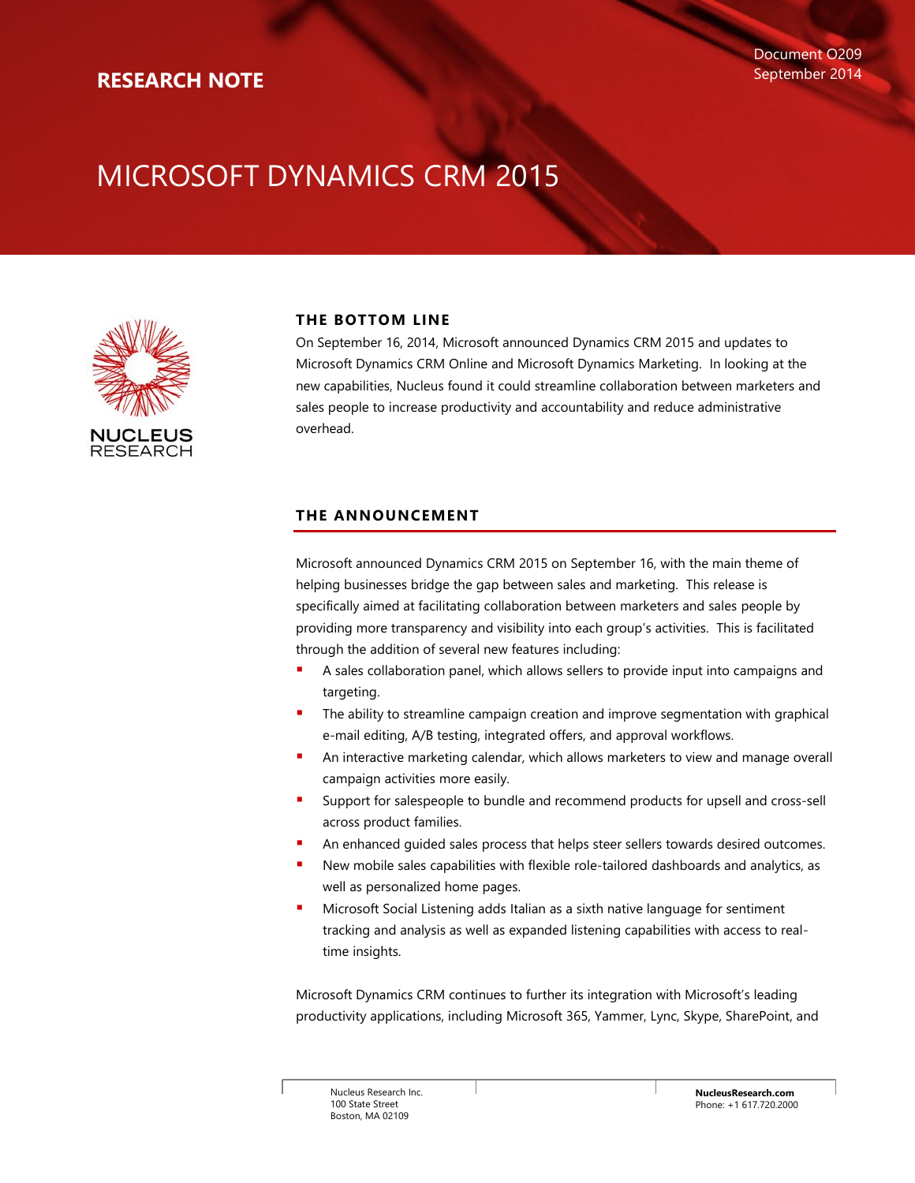RESEARCH NOTE

Document O209
September 2014

# MICROSOFT DYNAMICS CRM 2015

NUCLEUS RESEARCH

## THE BOTTOM LINE

On September 16, 2014, Microsoft announced Dynamics CRM 2015 and updates to Microsoft Dynamics CRM Online and Microsoft Dynamics Marketing. In looking at the new capabilities, Nucleus found it could streamline collaboration between marketers and sales people to increase productivity and accountability and reduce administrative overhead.

## THE ANNOUNCEMENT

Microsoft announced Dynamics CRM 2015 on September 16, with the main theme of helping businesses bridge the gap between sales and marketing. This release is specifically aimed at facilitating collaboration between marketers and sales people by providing more transparency and visibility into each group's activities. This is facilitated through the addition of several new features including:

- A sales collaboration panel, which allows sellers to provide input into campaigns and targeting.
- The ability to streamline campaign creation and improve segmentation with graphical e-mail editing, A/B testing, integrated offers, and approval workflows.
- An interactive marketing calendar, which allows marketers to view and manage overall campaign activities more easily.
- Support for salespeople to bundle and recommend products for upsell and cross-sell across product families.
- An enhanced guided sales process that helps steer sellers towards desired outcomes.
- New mobile sales capabilities with flexible role-tailored dashboards and analytics, as well as personalized home pages.
- Microsoft Social Listening adds Italian as a sixth native language for sentiment tracking and analysis as well as expanded listening capabilities with access to real-time insights.

Microsoft Dynamics CRM continues to further its integration with Microsoft's leading productivity applications, including Microsoft 365, Yammer, Lync, Skype, SharePoint, and

Nucleus Research Inc.
100 State Street
Boston, MA 02109

**NucleusResearch.com**
Phone: +1 617.720.2000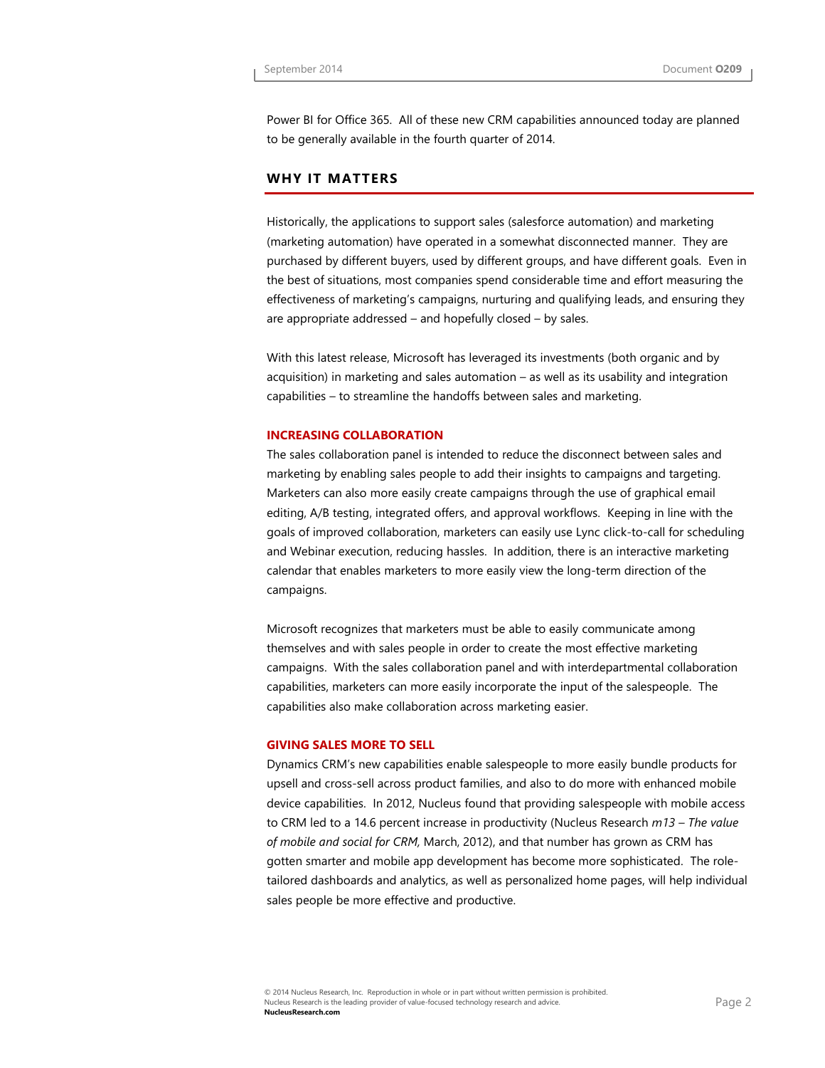Power BI for Office 365. All of these new CRM capabilities announced today are planned to be generally available in the fourth quarter of 2014.

## WHY IT MATTERS

Historically, the applications to support sales (salesforce automation) and marketing (marketing automation) have operated in a somewhat disconnected manner. They are purchased by different buyers, used by different groups, and have different goals. Even in the best of situations, most companies spend considerable time and effort measuring the effectiveness of marketing's campaigns, nurturing and qualifying leads, and ensuring they are appropriate addressed – and hopefully closed – by sales.

With this latest release, Microsoft has leveraged its investments (both organic and by acquisition) in marketing and sales automation – as well as its usability and integration capabilities – to streamline the handoffs between sales and marketing.

### INCREASING COLLABORATION

The sales collaboration panel is intended to reduce the disconnect between sales and marketing by enabling sales people to add their insights to campaigns and targeting. Marketers can also more easily create campaigns through the use of graphical email editing, A/B testing, integrated offers, and approval workflows. Keeping in line with the goals of improved collaboration, marketers can easily use Lync click-to-call for scheduling and Webinar execution, reducing hassles. In addition, there is an interactive marketing calendar that enables marketers to more easily view the long-term direction of the campaigns.

Microsoft recognizes that marketers must be able to easily communicate among themselves and with sales people in order to create the most effective marketing campaigns. With the sales collaboration panel and with interdepartmental collaboration capabilities, marketers can more easily incorporate the input of the salespeople. The capabilities also make collaboration across marketing easier.

### GIVING SALES MORE TO SELL

Dynamics CRM's new capabilities enable salespeople to more easily bundle products for upsell and cross-sell across product families, and also to do more with enhanced mobile device capabilities. In 2012, Nucleus found that providing salespeople with mobile access to CRM led to a 14.6 percent increase in productivity (Nucleus Research *m13 – The value of mobile and social for CRM,* March, 2012), and that number has grown as CRM has gotten smarter and mobile app development has become more sophisticated. The role-tailored dashboards and analytics, as well as personalized home pages, will help individual sales people be more effective and productive.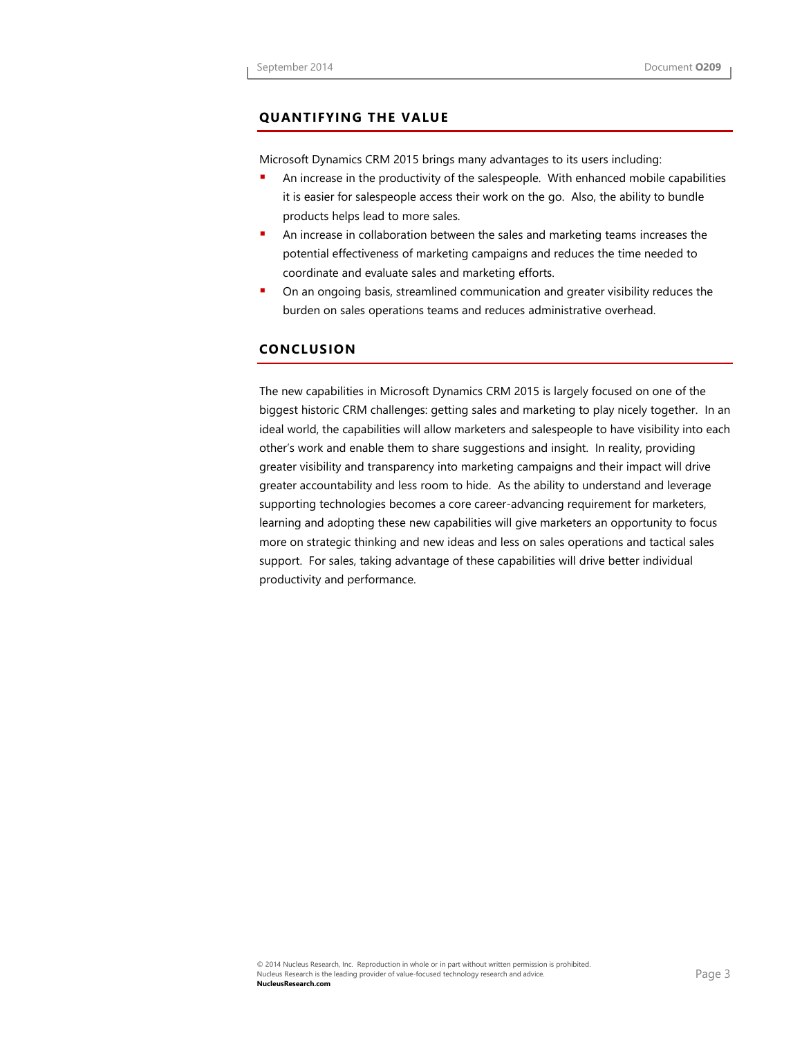## QUANTIFYING THE VALUE

Microsoft Dynamics CRM 2015 brings many advantages to its users including:

- An increase in the productivity of the salespeople. With enhanced mobile capabilities it is easier for salespeople access their work on the go. Also, the ability to bundle products helps lead to more sales.
- An increase in collaboration between the sales and marketing teams increases the potential effectiveness of marketing campaigns and reduces the time needed to coordinate and evaluate sales and marketing efforts.
- On an ongoing basis, streamlined communication and greater visibility reduces the burden on sales operations teams and reduces administrative overhead.

## CONCLUSION

The new capabilities in Microsoft Dynamics CRM 2015 is largely focused on one of the biggest historic CRM challenges: getting sales and marketing to play nicely together. In an ideal world, the capabilities will allow marketers and salespeople to have visibility into each other's work and enable them to share suggestions and insight. In reality, providing greater visibility and transparency into marketing campaigns and their impact will drive greater accountability and less room to hide. As the ability to understand and leverage supporting technologies becomes a core career-advancing requirement for marketers, learning and adopting these new capabilities will give marketers an opportunity to focus more on strategic thinking and new ideas and less on sales operations and tactical sales support. For sales, taking advantage of these capabilities will drive better individual productivity and performance.